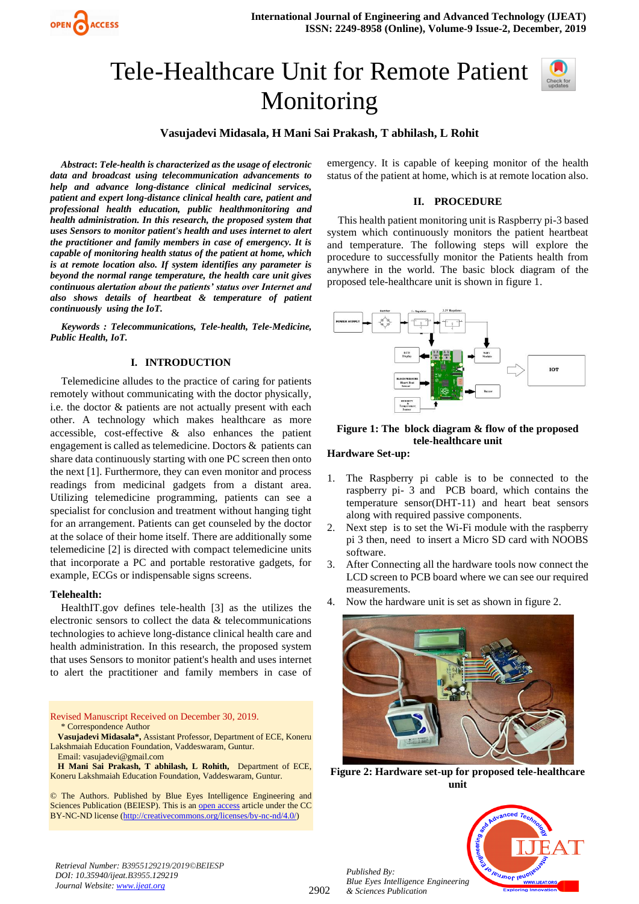# Tele-Healthcare Unit for Remote Patient Monitoring

**Vasujadevi Midasala, H Mani Sai Prakash, T abhilash, L Rohit**

***Abstract*: *Tele-health is characterized as the usage of electronic data and broadcast using telecommunication advancements to help and advance long-distance clinical medicinal services, patient and expert long-distance clinical health care, patient and professional health education, public healthmonitoring and health administration. In this research, the proposed system that uses Sensors to monitor patient's health and uses internet to alert the practitioner and family members in case of emergency. It is capable of monitoring health status of the patient at home, which is at remote location also. If system identifies any parameter is beyond the normal range temperature, the health care unit gives continuous alertation about the patients' status over Internet and also shows details of heartbeat & temperature of patient continuously using the IoT.***

***Keywords : Telecommunications, Tele-health, Tele-Medicine, Public Health, IoT.***

## I. INTRODUCTION

Telemedicine alludes to the practice of caring for patients remotely without communicating with the doctor physically, i.e. the doctor & patients are not actually present with each other. A technology which makes healthcare as more accessible, cost-effective & also enhances the patient engagement is called as telemedicine. Doctors & patients can share data continuously starting with one PC screen then onto the next [1]. Furthermore, they can even monitor and process readings from medicinal gadgets from a distant area. Utilizing telemedicine programming, patients can see a specialist for conclusion and treatment without hanging tight for an arrangement. Patients can get counseled by the doctor at the solace of their home itself. There are additionally some telemedicine [2] is directed with compact telemedicine units that incorporate a PC and portable restorative gadgets, for example, ECGs or indispensable signs screens.

### Telehealth:

HealthIT.gov defines tele-health [3] as the utilizes the electronic sensors to collect the data & telecommunications technologies to achieve long-distance clinical health care and health administration. In this research, the proposed system that uses Sensors to monitor patient's health and uses internet to alert the practitioner and family members in case of emergency. It is capable of keeping monitor of the health status of the patient at home, which is at remote location also.

Revised Manuscript Received on December 30, 2019.
\* Correspondence Author
**Vasujadevi Midasala\***, Assistant Professor, Department of ECE, Koneru Lakshmaiah Education Foundation, Vaddeswaram, Guntur.
Email: vasujadevi@gmail.com
**H Mani Sai Prakash, T abhilash, L Rohith,** Department of ECE, Koneru Lakshmaiah Education Foundation, Vaddeswaram, Guntur.

© The Authors. Published by Blue Eyes Intelligence Engineering and Sciences Publication (BEIESP). This is an open access article under the CC BY-NC-ND license (http://creativecommons.org/licenses/by-nc-nd/4.0/)

## II. PROCEDURE

This health patient monitoring unit is Raspberry pi-3 based system which continuously monitors the patient heartbeat and temperature. The following steps will explore the procedure to successfully monitor the Patients health from anywhere in the world. The basic block diagram of the proposed tele-healthcare unit is shown in figure 1.

**Figure 1: The block diagram & flow of the proposed tele-healthcare unit**

**Hardware Set-up:**

1. The Raspberry pi cable is to be connected to the raspberry pi- 3 and PCB board, which contains the temperature sensor(DHT-11) and heart beat sensors along with required passive components.
2. Next step is to set the Wi-Fi module with the raspberry pi 3 then, need to insert a Micro SD card with NOOBS software.
3. After Connecting all the hardware tools now connect the LCD screen to PCB board where we can see our required measurements.
4. Now the hardware unit is set as shown in figure 2.

**Figure 2: Hardware set-up for proposed tele-healthcare unit**

*Retrieval Number: B3955129219/2019©BEIESP*
*DOI: 10.35940/ijeat.B3955.129219*
*Journal Website: www.ijeat.org*

*Published By:*
*Blue Eyes Intelligence Engineering & Sciences Publication*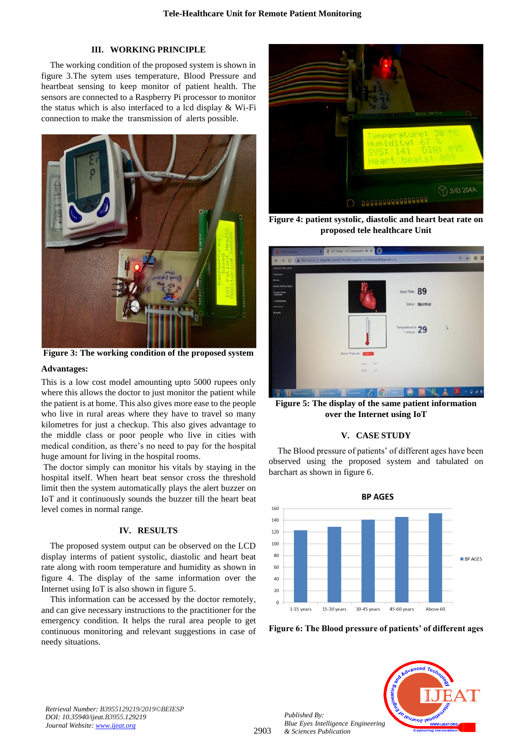## III. WORKING PRINCIPLE

The working condition of the proposed system is shown in figure 3.The sytem uses temperature, Blood Pressure and heartbeat sensing to keep monitor of patient health. The sensors are connected to a Raspberry Pi processor to monitor the status which is also interfaced to a lcd display & Wi-Fi connection to make the transmission of alerts possible.

**Figure 3: The working condition of the proposed system**

**Advantages:**

This is a low cost model amounting upto 5000 rupees only where this allows the doctor to just monitor the patient while the patient is at home. This also gives more ease to the people who live in rural areas where they have to travel so many kilometres for just a checkup. This also gives advantage to the middle class or poor people who live in cities with medical condition, as there's no need to pay for the hospital huge amount for living in the hospital rooms.

The doctor simply can monitor his vitals by staying in the hospital itself. When heart beat sensor cross the threshold limit then the system automatically plays the alert buzzer on IoT and it continuously sounds the buzzer till the heart beat level comes in normal range.

## IV. RESULTS

The proposed system output can be observed on the LCD display interms of patient systolic, diastolic and heart beat rate along with room temperature and humidity as shown in figure 4. The display of the same information over the Internet using IoT is also shown in figure 5.

This information can be accessed by the doctor remotely, and can give necessary instructions to the practitioner for the emergency condition. It helps the rural area people to get continuous monitoring and relevant suggestions in case of needy situations.

**Figure 4: patient systolic, diastolic and heart beat rate on proposed tele healthcare Unit**

**Figure 5: The display of the same patient information over the Internet using IoT**

## V. CASE STUDY

The Blood pressure of patients' of different ages have been observed using the proposed system and tabulated on barchart as shown in figure 6.

**Figure 6: The Blood pressure of patients' of different ages**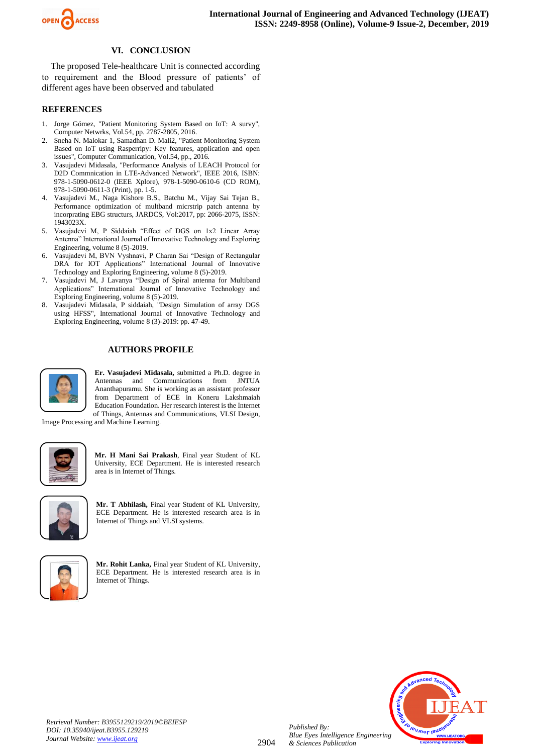## VI. CONCLUSION

The proposed Tele-healthcare Unit is connected according to requirement and the Blood pressure of patients' of different ages have been observed and tabulated

## REFERENCES

1. Jorge Gómez, "Patient Monitoring System Based on IoT: A survy", Computer Netwrks, Vol.54, pp. 2787-2805, 2016.
2. Sneha N. Malokar 1, Samadhan D. Mali2, "Patient Monitoring System Based on IoT using Rasperripy: Key features, application and open issues", Computer Communication, Vol.54, pp., 2016.
3. Vasujadevi Midasala, "Performance Analysis of LEACH Protocol for D2D Commnication in LTE-Advanced Network", IEEE 2016, ISBN: 978-1-5090-0612-0 (IEEE Xplore), 978-1-5090-0610-6 (CD ROM), 978-1-5090-0611-3 (Print), pp. 1-5.
4. Vasujadevi M., Naga Kishore B.S., Batchu M., Vijay Sai Tejan B., Performance optimization of multband micrstrip patch antenna by incorprating EBG structurs, JARDCS, Vol:2017, pp: 2066-2075, ISSN: 1943023X.
5. Vasujadevi M, P Siddaiah "Effect of DGS on 1x2 Linear Array Antenna" International Journal of Innovative Technology and Exploring Engineering, volume 8 (5)-2019.
6. Vasujadevi M, BVN Vyshnavi, P Charan Sai "Design of Rectangular DRA for IOT Applications" International Journal of Innovative Technology and Exploring Engineering, volume 8 (5)-2019.
7. Vasujadevi M, J Lavanya "Design of Spiral antenna for Multiband Applications" International Journal of Innovative Technology and Exploring Engineering, volume 8 (5)-2019.
8. Vasujadevi Midasala, P siddaiah, "Design Simulation of array DGS using HFSS", International Journal of Innovative Technology and Exploring Engineering, volume 8 (3)-2019: pp. 47-49.

## AUTHORS PROFILE

**Er. Vasujadevi Midasala,** submitted a Ph.D. degree in Antennas and Communications from JNTUA Ananthapuramu. She is working as an assistant professor from Department of ECE in Koneru Lakshmaiah Education Foundation. Her research interest is the Internet of Things, Antennas and Communications, VLSI Design, Image Processing and Machine Learning.

**Mr. H Mani Sai Prakash**, Final year Student of KL University, ECE Department. He is interested research area is in Internet of Things.

**Mr. T Abhilash,** Final year Student of KL University, ECE Department. He is interested research area is in Internet of Things and VLSI systems.

**Mr. Rohit Lanka,** Final year Student of KL University, ECE Department. He is interested research area is in Internet of Things.